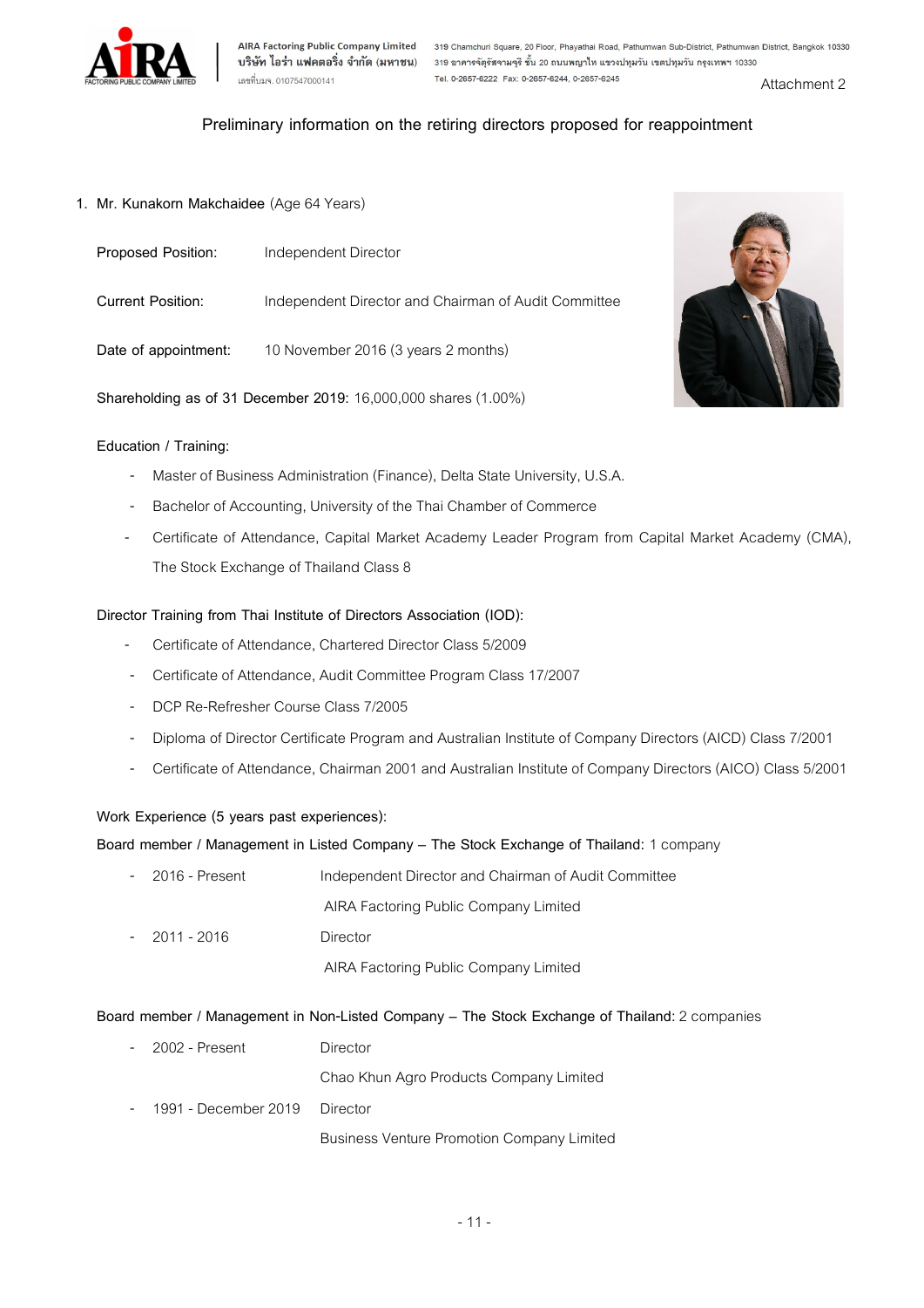Attachment 2

## Preliminary information on the retiring directors proposed for reappointment

1. **Mr. Kunakorn Makchaidee** (Age 64 Years)

**Proposed Position:** Independent Director

**Current Position:** Independent Director and Chairman of Audit Committee

**Date of appointment:** 10 November 2016 (3 years 2 months)

**Shareholding as of 31 December 2019:** 16,000,000 shares (1.00%)

**Education / Training:**

- Master of Business Administration (Finance), Delta State University, U.S.A.
- Bachelor of Accounting, University of the Thai Chamber of Commerce
- Certificate of Attendance, Capital Market Academy Leader Program from Capital Market Academy (CMA), The Stock Exchange of Thailand Class 8

**Director Training from Thai Institute of Directors Association (IOD):**

- Certificate of Attendance, Chartered Director Class 5/2009
- Certificate of Attendance, Audit Committee Program Class 17/2007
- DCP Re-Refresher Course Class 7/2005
- Diploma of Director Certificate Program and Australian Institute of Company Directors (AICD) Class 7/2001
- Certificate of Attendance, Chairman 2001 and Australian Institute of Company Directors (AICO) Class 5/2001

**Work Experience (5 years past experiences):**

**Board member / Management in Listed Company – The Stock Exchange of Thailand:** 1 company

- 2016 - Present: Independent Director and Chairman of Audit Committee, AIRA Factoring Public Company Limited
- 2011 - 2016: Director, AIRA Factoring Public Company Limited

**Board member / Management in Non-Listed Company – The Stock Exchange of Thailand:** 2 companies

- 2002 - Present: Director, Chao Khun Agro Products Company Limited
- 1991 - December 2019: Director, Business Venture Promotion Company Limited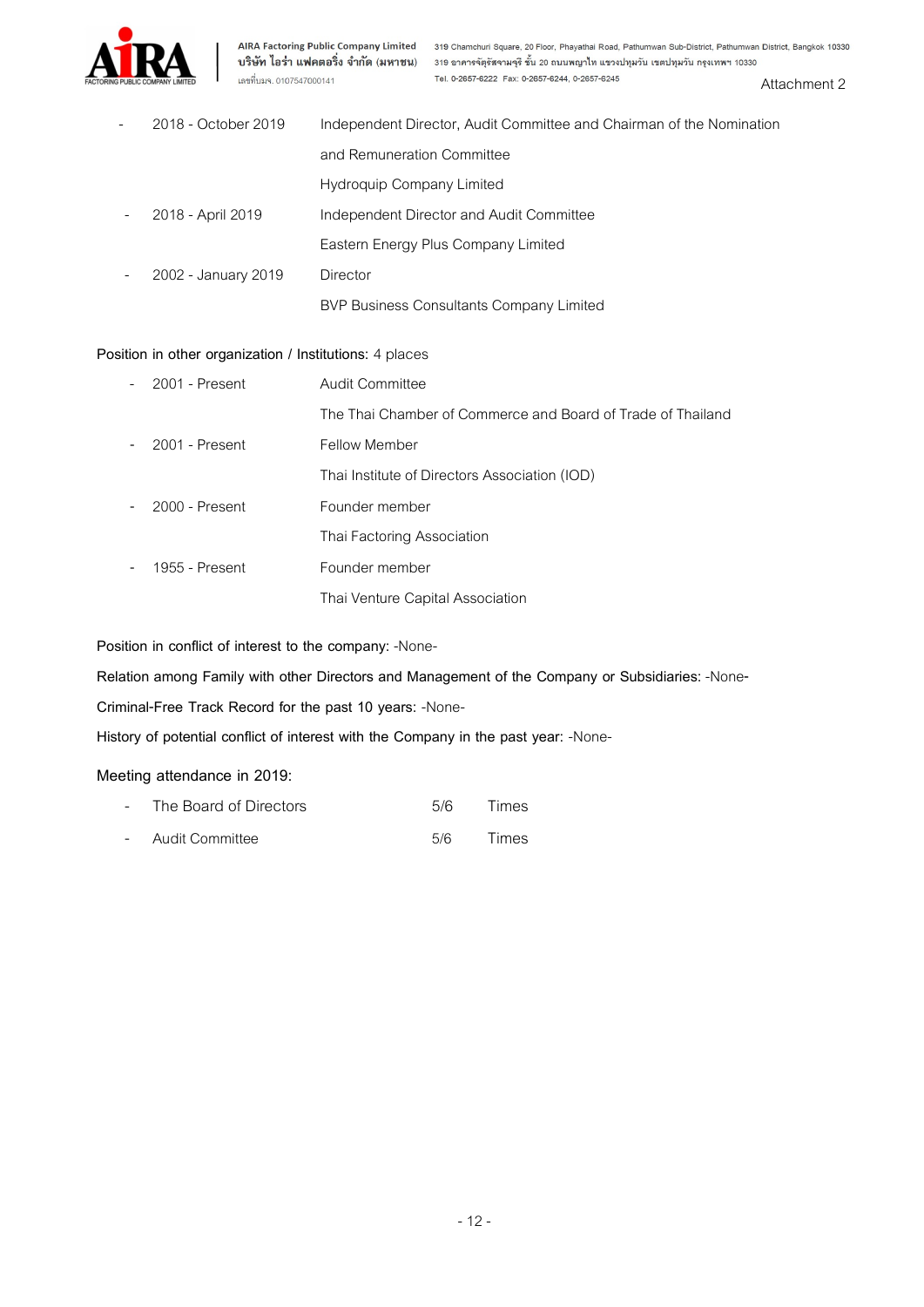- 2018 - October 2019 — Independent Director, Audit Committee and Chairman of the Nomination and Remuneration Committee, Hydroquip Company Limited
- 2018 - April 2019 — Independent Director and Audit Committee, Eastern Energy Plus Company Limited
- 2002 - January 2019 — Director, BVP Business Consultants Company Limited

**Position in other organization / Institutions:** 4 places

- 2001 - Present — Audit Committee, The Thai Chamber of Commerce and Board of Trade of Thailand
- 2001 - Present — Fellow Member, Thai Institute of Directors Association (IOD)
- 2000 - Present — Founder member, Thai Factoring Association
- 1955 - Present — Founder member, Thai Venture Capital Association

**Position in conflict of interest to the company:** -None-

**Relation among Family with other Directors and Management of the Company or Subsidiaries:** -None-

**Criminal-Free Track Record for the past 10 years:** -None-

**History of potential conflict of interest with the Company in the past year:** -None-

**Meeting attendance in 2019:**

- The Board of Directors — 5/6 Times
- Audit Committee — 5/6 Times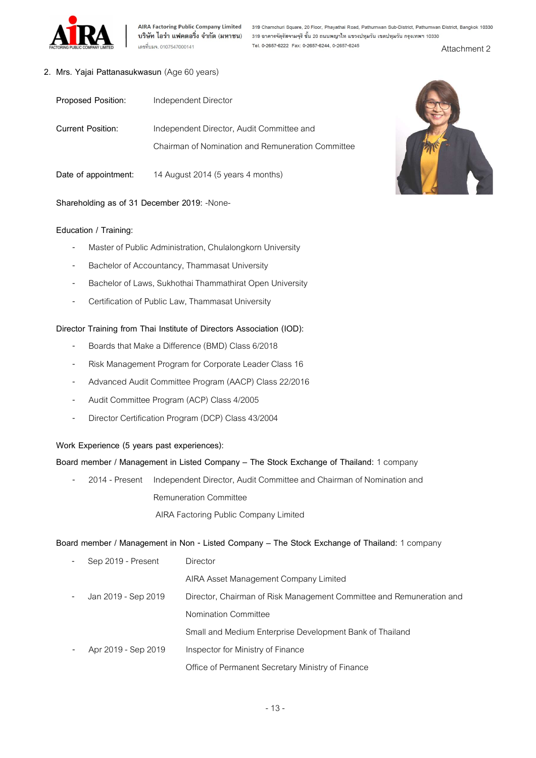Attachment 2

2. Mrs. Yajai Pattanasukwasun (Age 60 years)

Proposed Position: Independent Director

Current Position: Independent Director, Audit Committee and Chairman of Nomination and Remuneration Committee

Date of appointment: 14 August 2014 (5 years 4 months)

Shareholding as of 31 December 2019: -None-

Education / Training:

- Master of Public Administration, Chulalongkorn University
- Bachelor of Accountancy, Thammasat University
- Bachelor of Laws, Sukhothai Thammathirat Open University
- Certification of Public Law, Thammasat University

Director Training from Thai Institute of Directors Association (IOD):

- Boards that Make a Difference (BMD) Class 6/2018
- Risk Management Program for Corporate Leader Class 16
- Advanced Audit Committee Program (AACP) Class 22/2016
- Audit Committee Program (ACP) Class 4/2005
- Director Certification Program (DCP) Class 43/2004

Work Experience (5 years past experiences):

Board member / Management in Listed Company – The Stock Exchange of Thailand: 1 company

- 2014 - Present Independent Director, Audit Committee and Chairman of Nomination and Remuneration Committee
  AIRA Factoring Public Company Limited

Board member / Management in Non - Listed Company – The Stock Exchange of Thailand: 1 company

- Sep 2019 - Present Director
  AIRA Asset Management Company Limited
- Jan 2019 - Sep 2019 Director, Chairman of Risk Management Committee and Remuneration and Nomination Committee
  Small and Medium Enterprise Development Bank of Thailand
- Apr 2019 - Sep 2019 Inspector for Ministry of Finance
  Office of Permanent Secretary Ministry of Finance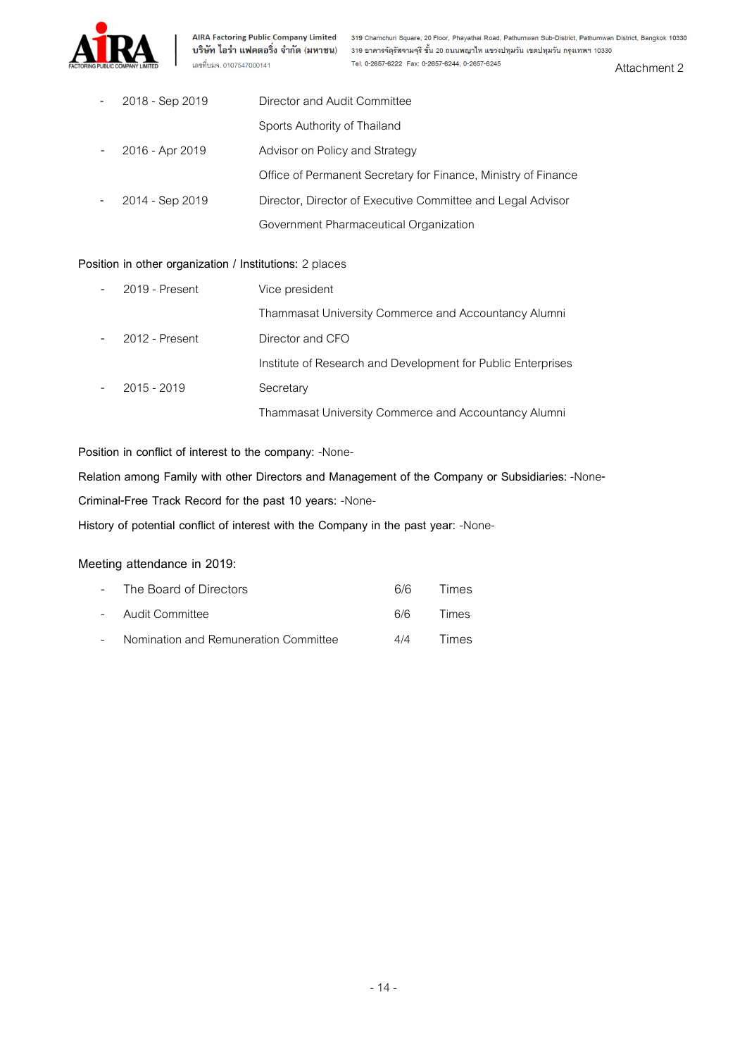- 2018 - Sep 2019 Director and Audit Committee
  Sports Authority of Thailand
- 2016 - Apr 2019 Advisor on Policy and Strategy
  Office of Permanent Secretary for Finance, Ministry of Finance
- 2014 - Sep 2019 Director, Director of Executive Committee and Legal Advisor
  Government Pharmaceutical Organization

**Position in other organization / Institutions:** 2 places

- 2019 - Present Vice president
  Thammasat University Commerce and Accountancy Alumni
- 2012 - Present Director and CFO
  Institute of Research and Development for Public Enterprises
- 2015 - 2019 Secretary
  Thammasat University Commerce and Accountancy Alumni

**Position in conflict of interest to the company:** -None-

**Relation among Family with other Directors and Management of the Company or Subsidiaries:** -None-

**Criminal-Free Track Record for the past 10 years:** -None-

**History of potential conflict of interest with the Company in the past year:** -None-

**Meeting attendance in 2019:**

- The Board of Directors 6/6 Times
- Audit Committee 6/6 Times
- Nomination and Remuneration Committee 4/4 Times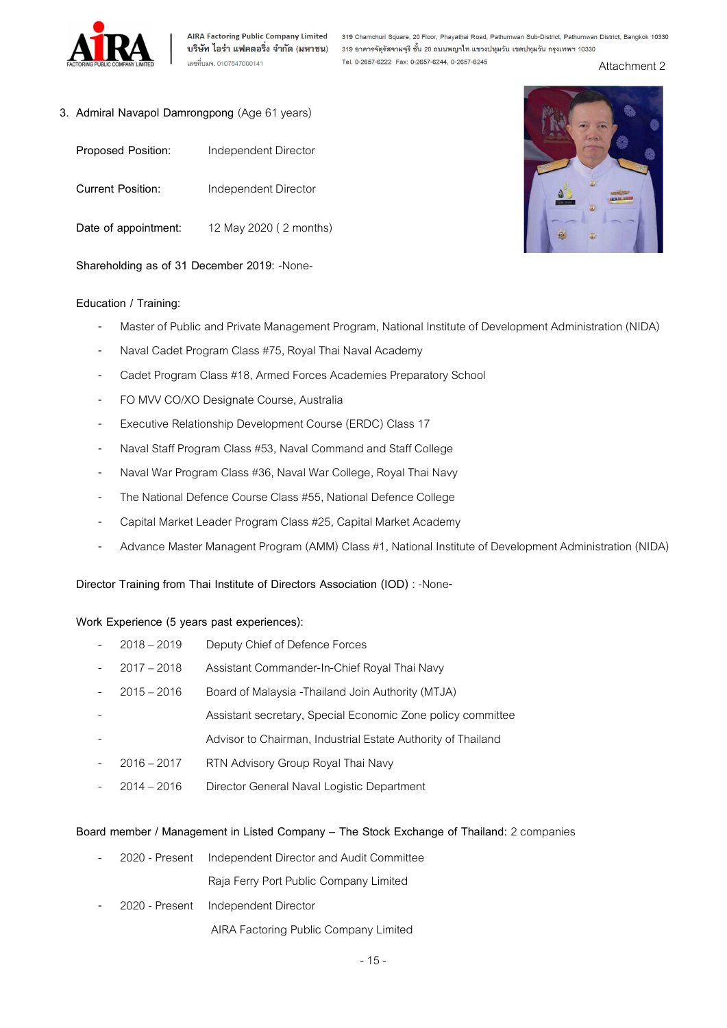Attachment 2

3. Admiral Navapol Damrongpong (Age 61 years)

Proposed Position: Independent Director

Current Position: Independent Director

Date of appointment: 12 May 2020 ( 2 months)

Shareholding as of 31 December 2019: -None-

Education / Training:

- Master of Public and Private Management Program, National Institute of Development Administration (NIDA)
- Naval Cadet Program Class #75, Royal Thai Naval Academy
- Cadet Program Class #18, Armed Forces Academies Preparatory School
- FO MVV CO/XO Designate Course, Australia
- Executive Relationship Development Course (ERDC) Class 17
- Naval Staff Program Class #53, Naval Command and Staff College
- Naval War Program Class #36, Naval War College, Royal Thai Navy
- The National Defence Course Class #55, National Defence College
- Capital Market Leader Program Class #25, Capital Market Academy
- Advance Master Managent Program (AMM) Class #1, National Institute of Development Administration (NIDA)

Director Training from Thai Institute of Directors Association (IOD) : -None-

Work Experience (5 years past experiences):

- 2018 – 2019 Deputy Chief of Defence Forces
- 2017 – 2018 Assistant Commander-In-Chief Royal Thai Navy
- 2015 – 2016 Board of Malaysia -Thailand Join Authority (MTJA)
- Assistant secretary, Special Economic Zone policy committee
- Advisor to Chairman, Industrial Estate Authority of Thailand
- 2016 – 2017 RTN Advisory Group Royal Thai Navy
- 2014 – 2016 Director General Naval Logistic Department

Board member / Management in Listed Company – The Stock Exchange of Thailand: 2 companies

- 2020 - Present Independent Director and Audit Committee
  Raja Ferry Port Public Company Limited
- 2020 - Present Independent Director
  AIRA Factoring Public Company Limited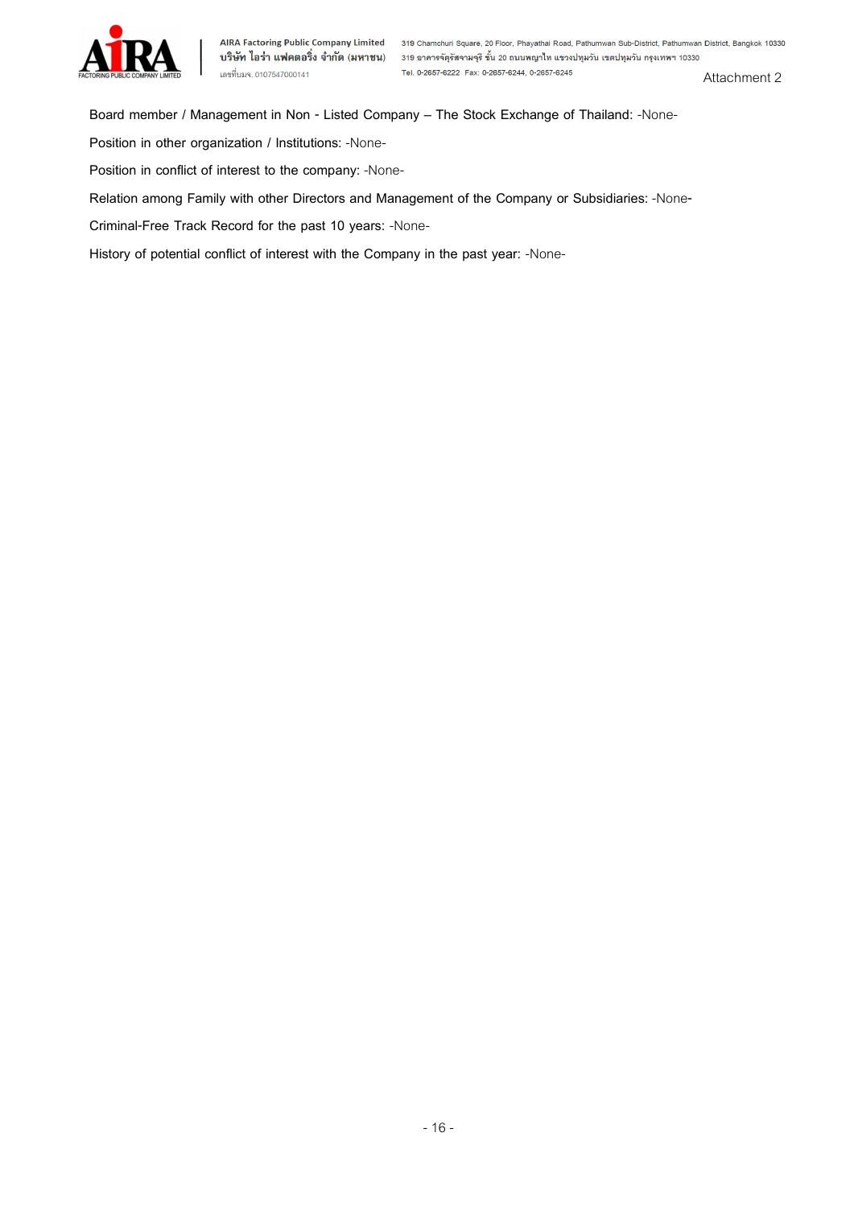Attachment 2

Board member / Management in Non - Listed Company – The Stock Exchange of Thailand: -None-

Position in other organization / Institutions: -None-

Position in conflict of interest to the company: -None-

Relation among Family with other Directors and Management of the Company or Subsidiaries: -None-

Criminal-Free Track Record for the past 10 years: -None-

History of potential conflict of interest with the Company in the past year: -None-